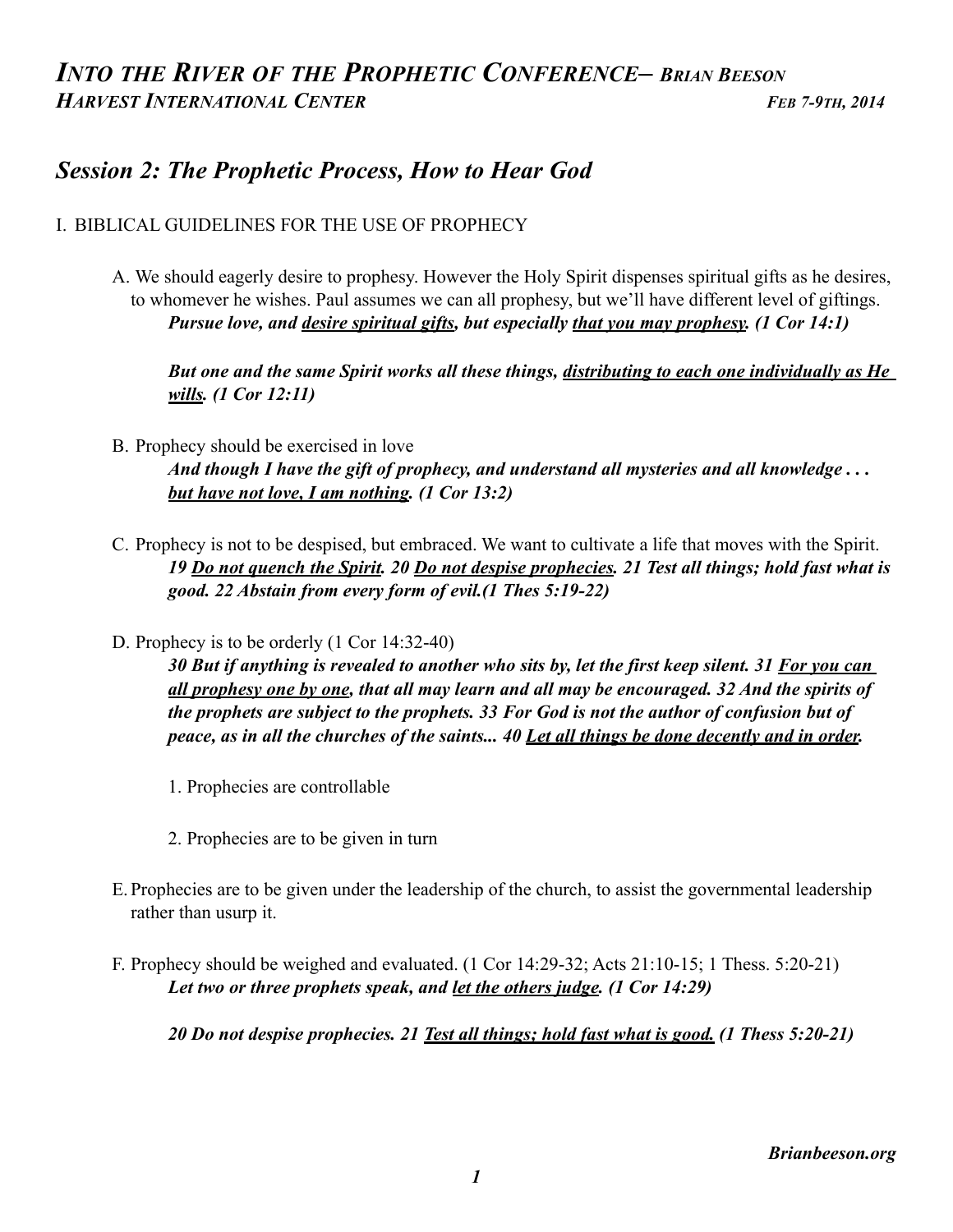# *INTO THE RIVER OF THE PROPHETIC CONFERENCE– BRIAN BEESON*

***HARVEST INTERNATIONAL CENTER*** ***FEB 7-9TH, 2014***

## *Session 2: The Prophetic Process, How to Hear God*

I. BIBLICAL GUIDELINES FOR THE USE OF PROPHECY

A. We should eagerly desire to prophesy. However the Holy Spirit dispenses spiritual gifts as he desires, to whomever he wishes. Paul assumes we can all prophesy, but we'll have different level of giftings.

> ***Pursue love, and <u>desire spiritual gifts</u>, but especially <u>that you may prophesy</u>. (1 Cor 14:1)***
>
> ***But one and the same Spirit works all these things, <u>distributing to each one individually as He wills</u>. (1 Cor 12:11)***

B. Prophecy should be exercised in love

> ***And though I have the gift of prophecy, and understand all mysteries and all knowledge . . . <u>but have not love, I am nothing</u>. (1 Cor 13:2)***

C. Prophecy is not to be despised, but embraced. We want to cultivate a life that moves with the Spirit.

> ***19 <u>Do not quench the Spirit</u>. 20 <u>Do not despise prophecies</u>. 21 Test all things; hold fast what is good. 22 Abstain from every form of evil.(1 Thes 5:19-22)***

D. Prophecy is to be orderly (1 Cor 14:32-40)

> ***30 But if anything is revealed to another who sits by, let the first keep silent. 31 <u>For you can all prophesy one by one</u>, that all may learn and all may be encouraged. 32 And the spirits of the prophets are subject to the prophets. 33 For God is not the author of confusion but of peace, as in all the churches of the saints... 40 <u>Let all things be done decently and in order</u>.***

1. Prophecies are controllable

2. Prophecies are to be given in turn

E. Prophecies are to be given under the leadership of the church, to assist the governmental leadership rather than usurp it.

F. Prophecy should be weighed and evaluated. (1 Cor 14:29-32; Acts 21:10-15; 1 Thess. 5:20-21)

> ***Let two or three prophets speak, and <u>let the others judge</u>. (1 Cor 14:29)***
>
> ***20 Do not despise prophecies. 21 <u>Test all things; hold fast what is good.</u> (1 Thess 5:20-21)***

***Brianbeeson.org***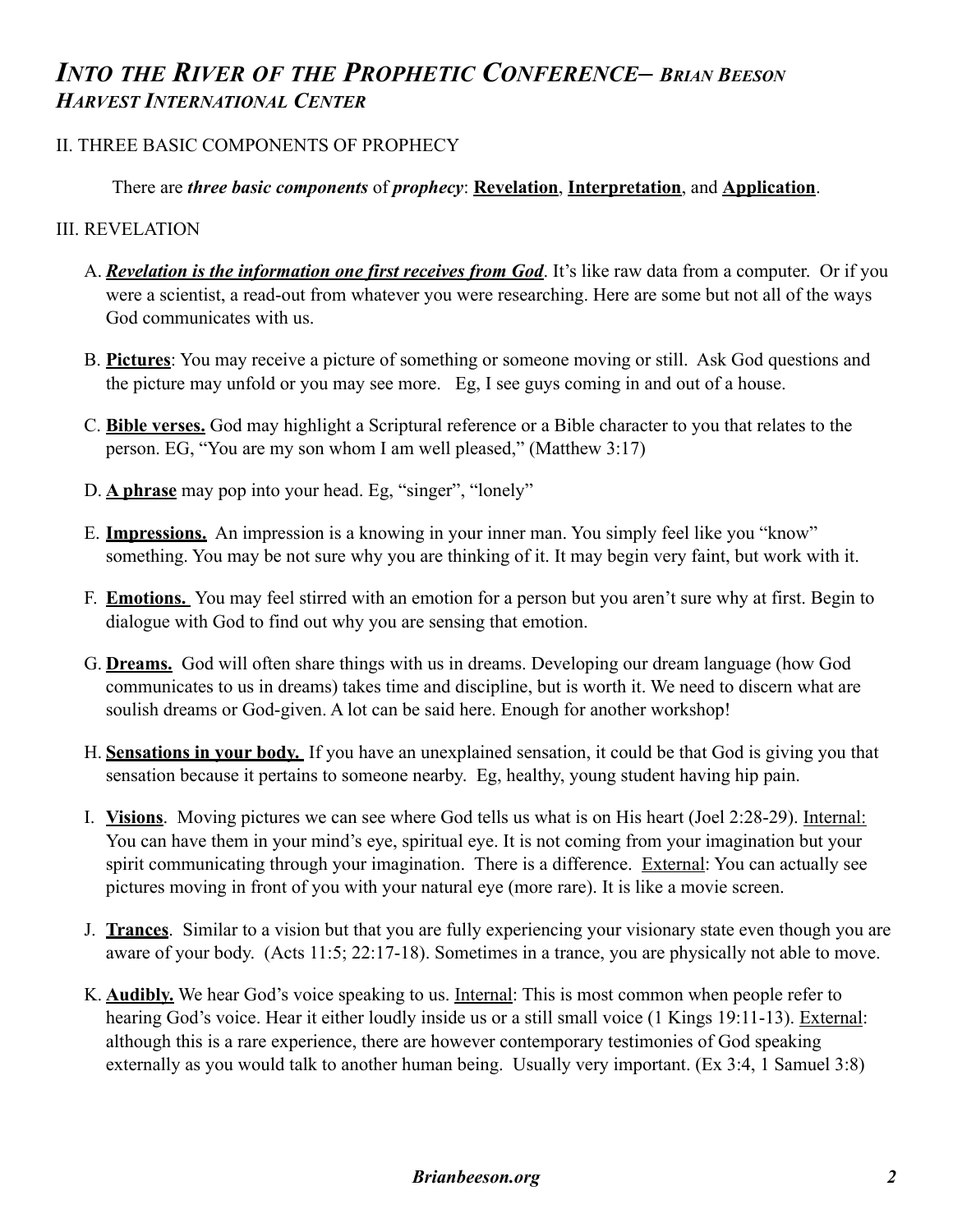## II. THREE BASIC COMPONENTS OF PROPHECY

There are ***three basic components*** of ***prophecy***: **Revelation**, **Interpretation**, and **Application**.

## III. REVELATION

A. ***Revelation is the information one first receives from God***. It's like raw data from a computer. Or if you were a scientist, a read-out from whatever you were researching. Here are some but not all of the ways God communicates with us.

B. **Pictures**: You may receive a picture of something or someone moving or still. Ask God questions and the picture may unfold or you may see more. Eg, I see guys coming in and out of a house.

C. **Bible verses.** God may highlight a Scriptural reference or a Bible character to you that relates to the person. EG, "You are my son whom I am well pleased," (Matthew 3:17)

D. **A phrase** may pop into your head. Eg, "singer", "lonely"

E. **Impressions.** An impression is a knowing in your inner man. You simply feel like you "know" something. You may be not sure why you are thinking of it. It may begin very faint, but work with it.

F. **Emotions.** You may feel stirred with an emotion for a person but you aren't sure why at first. Begin to dialogue with God to find out why you are sensing that emotion.

G. **Dreams.** God will often share things with us in dreams. Developing our dream language (how God communicates to us in dreams) takes time and discipline, but is worth it. We need to discern what are soulish dreams or God-given. A lot can be said here. Enough for another workshop!

H. **Sensations in your body.** If you have an unexplained sensation, it could be that God is giving you that sensation because it pertains to someone nearby. Eg, healthy, young student having hip pain.

I. **Visions**. Moving pictures we can see where God tells us what is on His heart (Joel 2:28-29). Internal: You can have them in your mind's eye, spiritual eye. It is not coming from your imagination but your spirit communicating through your imagination. There is a difference. External: You can actually see pictures moving in front of you with your natural eye (more rare). It is like a movie screen.

J. **Trances**. Similar to a vision but that you are fully experiencing your visionary state even though you are aware of your body. (Acts 11:5; 22:17-18). Sometimes in a trance, you are physically not able to move.

K. **Audibly.** We hear God's voice speaking to us. Internal: This is most common when people refer to hearing God's voice. Hear it either loudly inside us or a still small voice (1 Kings 19:11-13). External: although this is a rare experience, there are however contemporary testimonies of God speaking externally as you would talk to another human being. Usually very important. (Ex 3:4, 1 Samuel 3:8)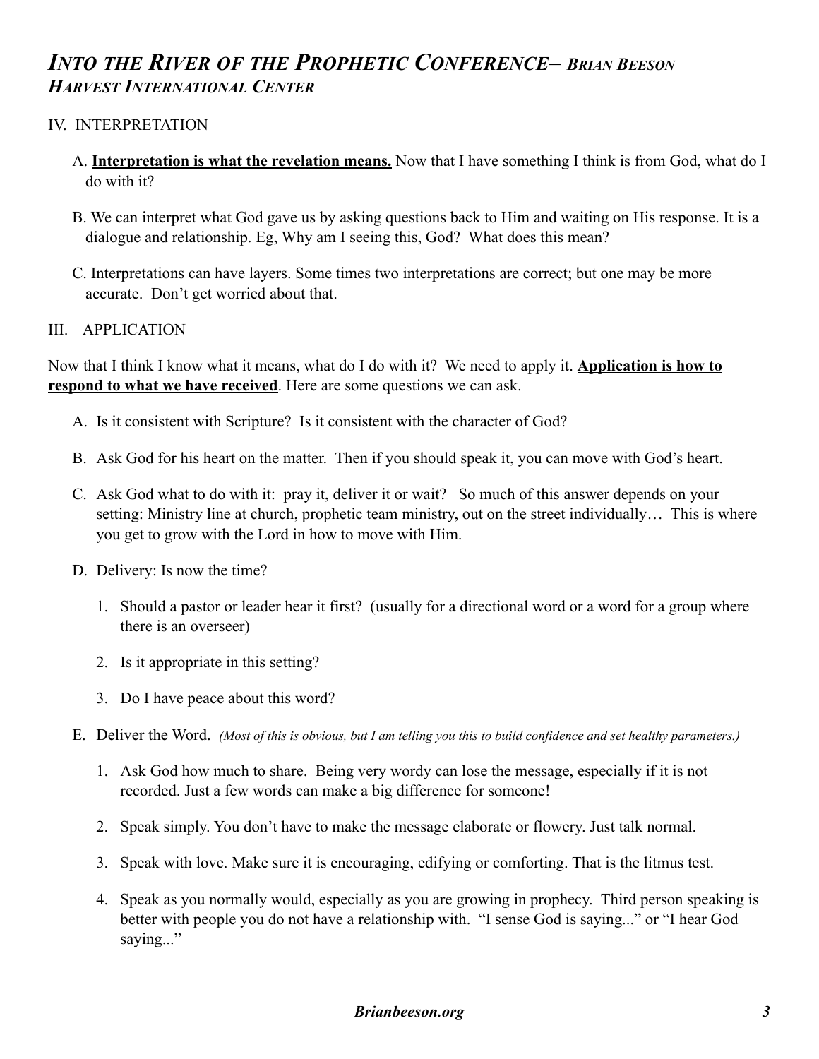IV. INTERPRETATION

A. **<u>Interpretation is what the revelation means.</u>** Now that I have something I think is from God, what do I do with it?

B. We can interpret what God gave us by asking questions back to Him and waiting on His response. It is a dialogue and relationship. Eg, Why am I seeing this, God? What does this mean?

C. Interpretations can have layers. Some times two interpretations are correct; but one may be more accurate. Don't get worried about that.

III. APPLICATION

Now that I think I know what it means, what do I do with it? We need to apply it. **<u>Application is how to respond to what we have received</u>**. Here are some questions we can ask.

A. Is it consistent with Scripture? Is it consistent with the character of God?

B. Ask God for his heart on the matter. Then if you should speak it, you can move with God's heart.

C. Ask God what to do with it: pray it, deliver it or wait? So much of this answer depends on your setting: Ministry line at church, prophetic team ministry, out on the street individually… This is where you get to grow with the Lord in how to move with Him.

D. Delivery: Is now the time?

1. Should a pastor or leader hear it first? (usually for a directional word or a word for a group where there is an overseer)
2. Is it appropriate in this setting?
3. Do I have peace about this word?

E. Deliver the Word. *(Most of this is obvious, but I am telling you this to build confidence and set healthy parameters.)*

1. Ask God how much to share. Being very wordy can lose the message, especially if it is not recorded. Just a few words can make a big difference for someone!
2. Speak simply. You don't have to make the message elaborate or flowery. Just talk normal.
3. Speak with love. Make sure it is encouraging, edifying or comforting. That is the litmus test.
4. Speak as you normally would, especially as you are growing in prophecy. Third person speaking is better with people you do not have a relationship with. "I sense God is saying..." or "I hear God saying..."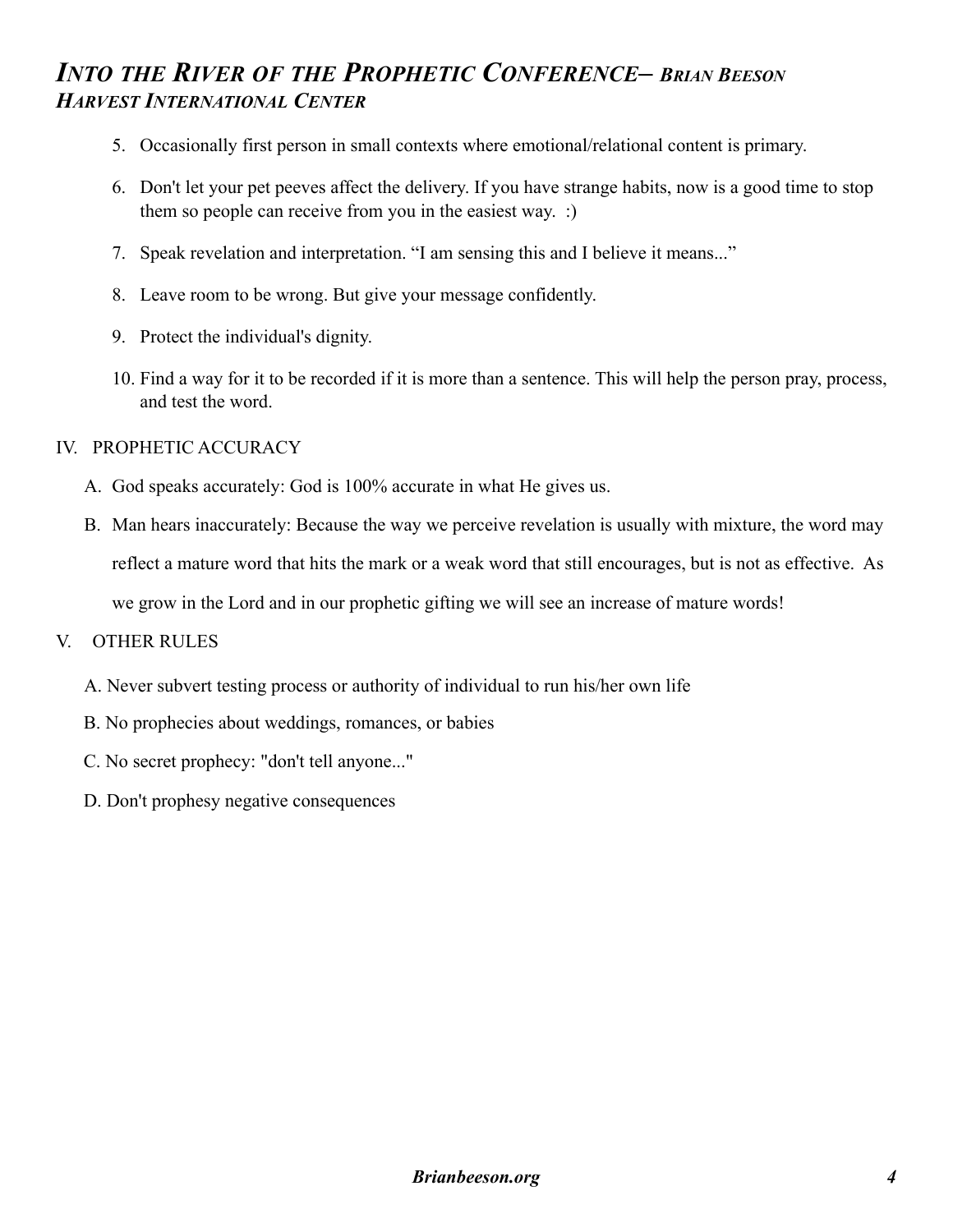5. Occasionally first person in small contexts where emotional/relational content is primary.

6. Don't let your pet peeves affect the delivery. If you have strange habits, now is a good time to stop them so people can receive from you in the easiest way. :)

7. Speak revelation and interpretation. "I am sensing this and I believe it means..."

8. Leave room to be wrong. But give your message confidently.

9. Protect the individual's dignity.

10. Find a way for it to be recorded if it is more than a sentence. This will help the person pray, process, and test the word.

IV. PROPHETIC ACCURACY

A. God speaks accurately: God is 100% accurate in what He gives us.

B. Man hears inaccurately: Because the way we perceive revelation is usually with mixture, the word may reflect a mature word that hits the mark or a weak word that still encourages, but is not as effective. As we grow in the Lord and in our prophetic gifting we will see an increase of mature words!

V. OTHER RULES

A. Never subvert testing process or authority of individual to run his/her own life

B. No prophecies about weddings, romances, or babies

C. No secret prophecy: "don't tell anyone..."

D. Don't prophesy negative consequences